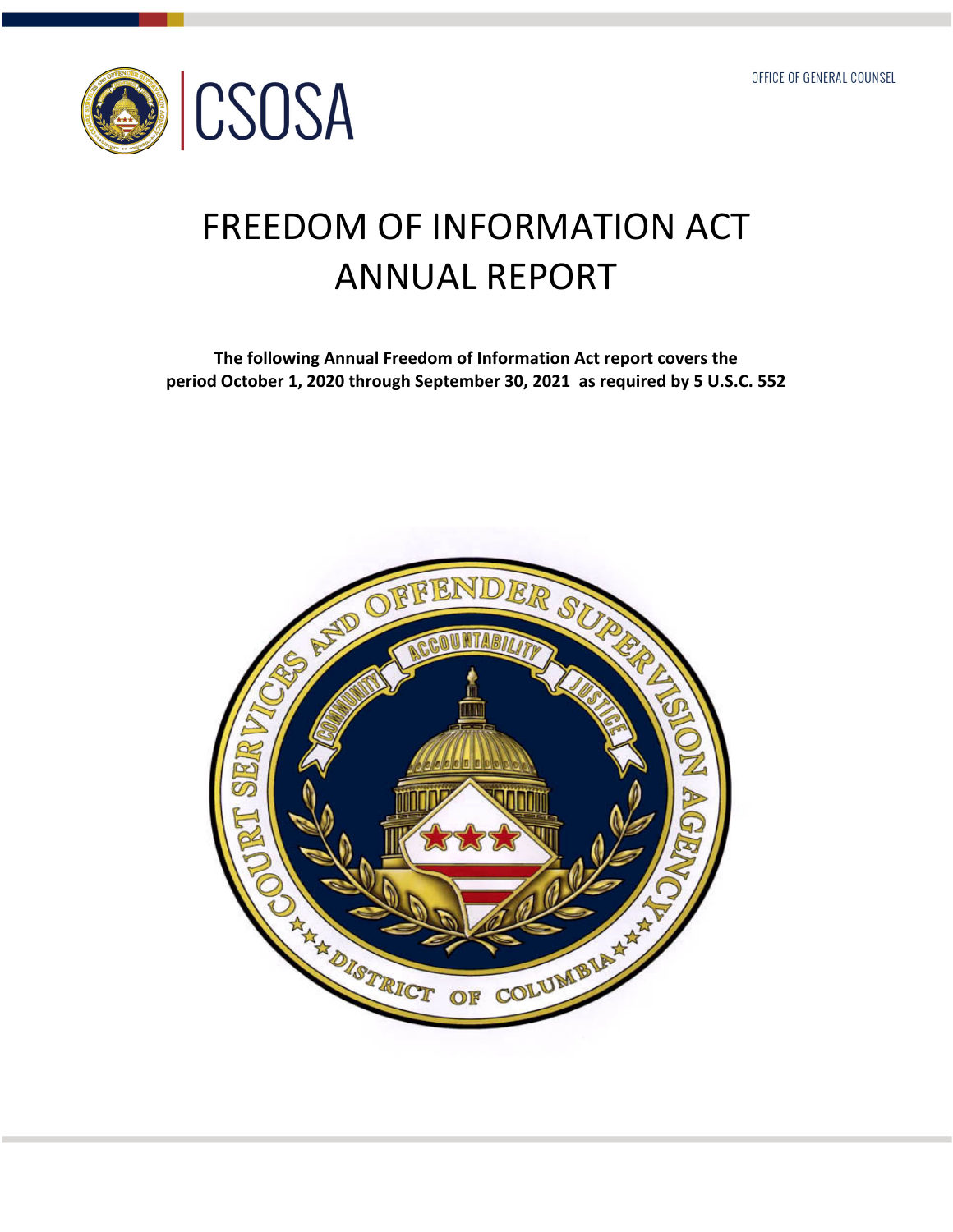CSOSA

OFFICE OF GENERAL COUNSEL

# FREEDOM OF INFORMATION ACT ANNUAL REPORT

**The following Annual Freedom of Information Act report covers the period October 1, 2020 through September 30, 2021 as required by 5 U.S.C. 552**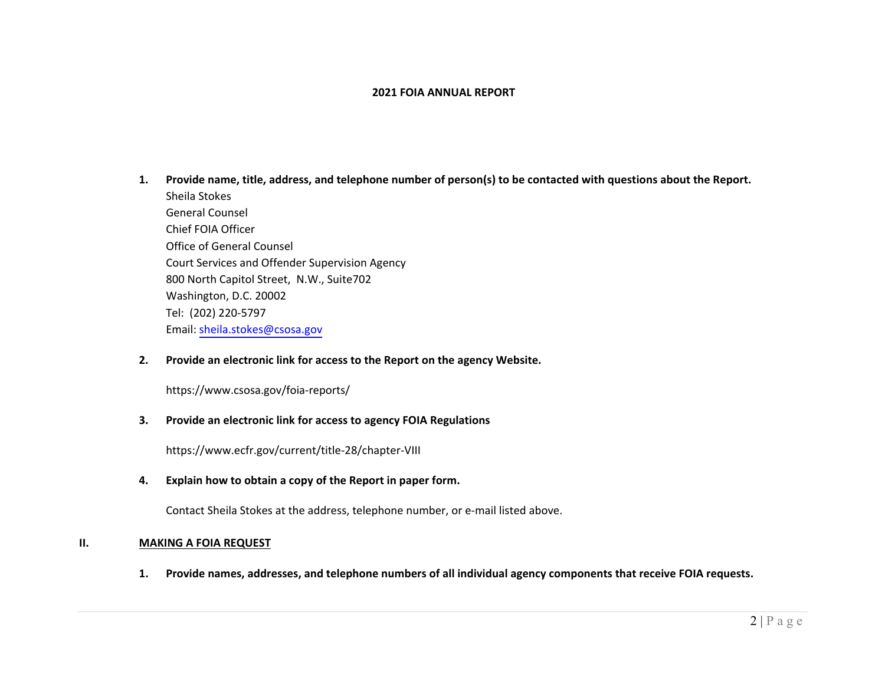**2021 FOIA ANNUAL REPORT**

1. **Provide name, title, address, and telephone number of person(s) to be contacted with questions about the Report.**
   Sheila Stokes
   General Counsel
   Chief FOIA Officer
   Office of General Counsel
   Court Services and Offender Supervision Agency
   800 North Capitol Street, N.W., Suite702
   Washington, D.C. 20002
   Tel: (202) 220-5797
   Email: sheila.stokes@csosa.gov

2. **Provide an electronic link for access to the Report on the agency Website.**

   https://www.csosa.gov/foia-reports/

3. **Provide an electronic link for access to agency FOIA Regulations**

   https://www.ecfr.gov/current/title-28/chapter-VIII

4. **Explain how to obtain a copy of the Report in paper form.**

   Contact Sheila Stokes at the address, telephone number, or e-mail listed above.

## II. MAKING A FOIA REQUEST

1. **Provide names, addresses, and telephone numbers of all individual agency components that receive FOIA requests.**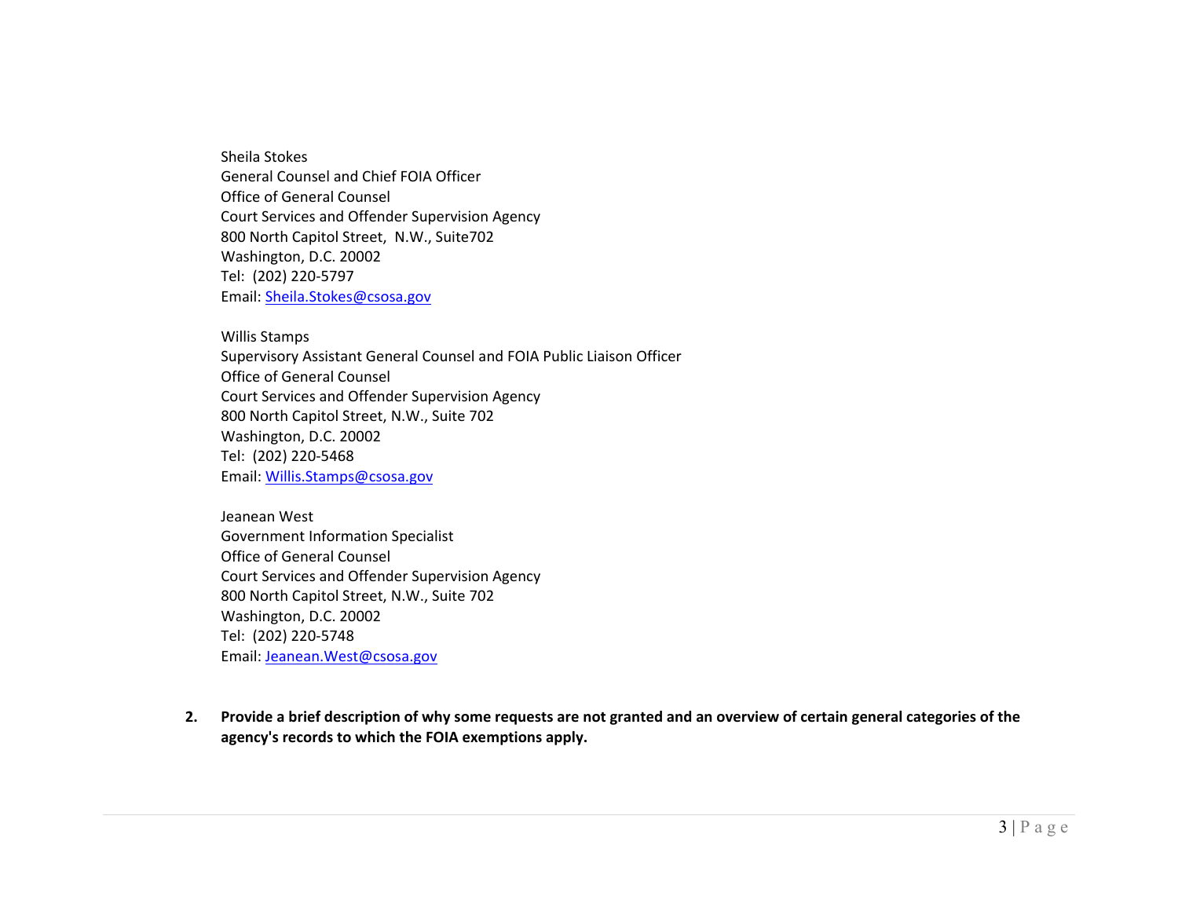Sheila Stokes
General Counsel and Chief FOIA Officer
Office of General Counsel
Court Services and Offender Supervision Agency
800 North Capitol Street, N.W., Suite702
Washington, D.C. 20002
Tel: (202) 220-5797
Email: Sheila.Stokes@csosa.gov

Willis Stamps
Supervisory Assistant General Counsel and FOIA Public Liaison Officer
Office of General Counsel
Court Services and Offender Supervision Agency
800 North Capitol Street, N.W., Suite 702
Washington, D.C. 20002
Tel: (202) 220-5468
Email: Willis.Stamps@csosa.gov

Jeanean West
Government Information Specialist
Office of General Counsel
Court Services and Offender Supervision Agency
800 North Capitol Street, N.W., Suite 702
Washington, D.C. 20002
Tel: (202) 220-5748
Email: Jeanean.West@csosa.gov

**2. Provide a brief description of why some requests are not granted and an overview of certain general categories of the agency's records to which the FOIA exemptions apply.**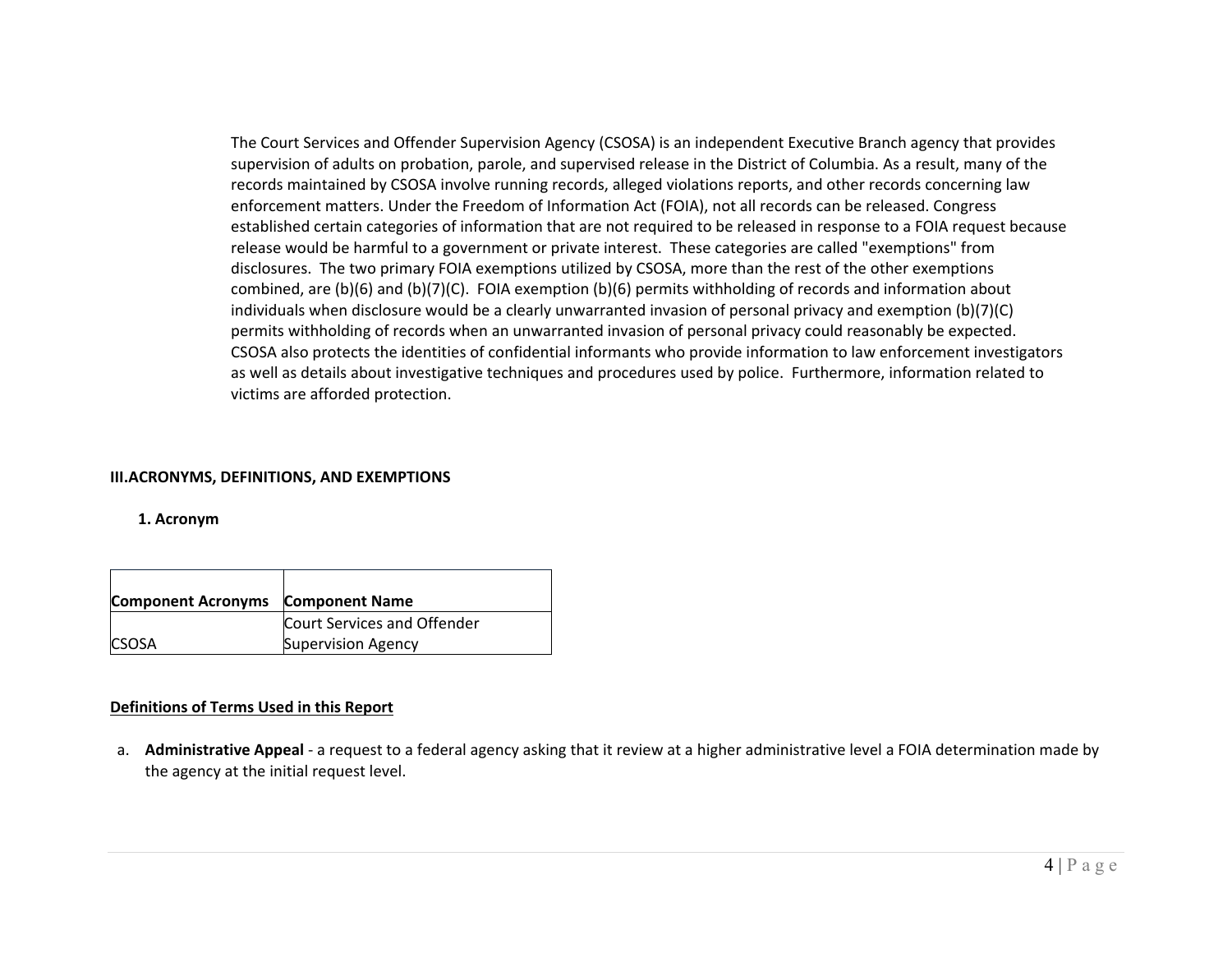The Court Services and Offender Supervision Agency (CSOSA) is an independent Executive Branch agency that provides supervision of adults on probation, parole, and supervised release in the District of Columbia. As a result, many of the records maintained by CSOSA involve running records, alleged violations reports, and other records concerning law enforcement matters. Under the Freedom of Information Act (FOIA), not all records can be released. Congress established certain categories of information that are not required to be released in response to a FOIA request because release would be harmful to a government or private interest. These categories are called "exemptions" from disclosures. The two primary FOIA exemptions utilized by CSOSA, more than the rest of the other exemptions combined, are (b)(6) and (b)(7)(C). FOIA exemption (b)(6) permits withholding of records and information about individuals when disclosure would be a clearly unwarranted invasion of personal privacy and exemption (b)(7)(C) permits withholding of records when an unwarranted invasion of personal privacy could reasonably be expected. CSOSA also protects the identities of confidential informants who provide information to law enforcement investigators as well as details about investigative techniques and procedures used by police. Furthermore, information related to victims are afforded protection.

## III. ACRONYMS, DEFINITIONS, AND EXEMPTIONS

### 1. Acronym

| Component Acronyms | Component Name |
| --- | --- |
| CSOSA | Court Services and Offender Supervision Agency |

### Definitions of Terms Used in this Report

a. **Administrative Appeal** - a request to a federal agency asking that it review at a higher administrative level a FOIA determination made by the agency at the initial request level.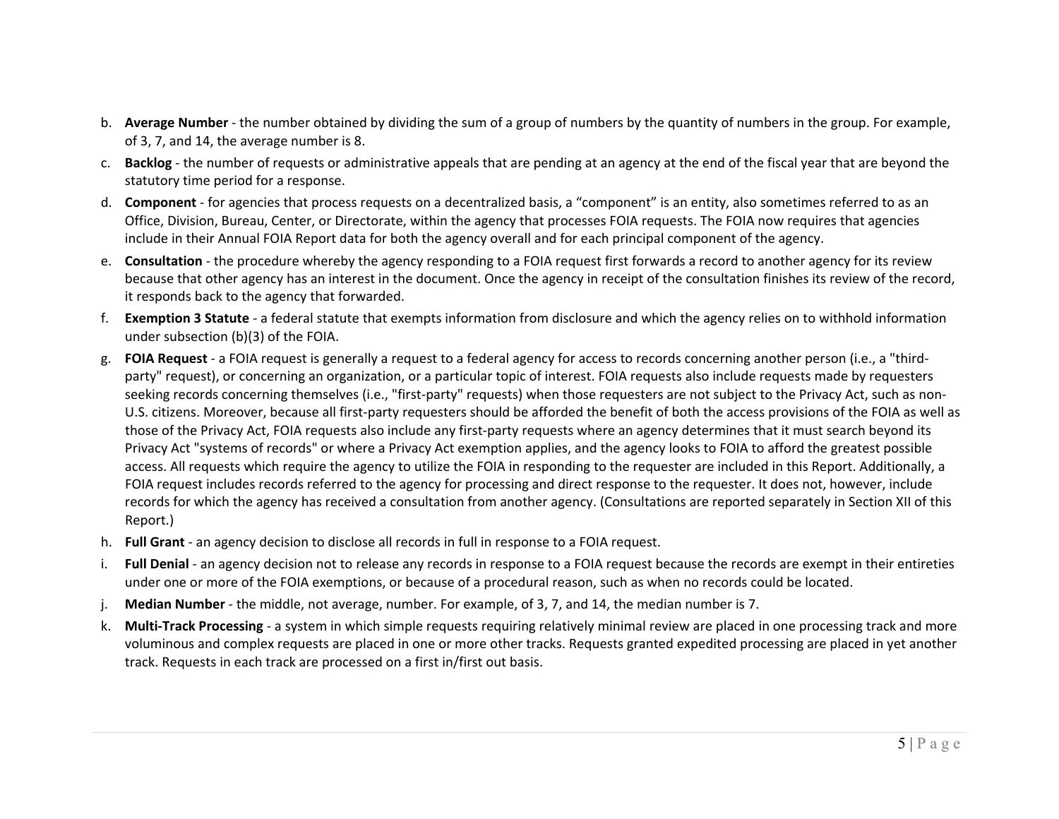b. **Average Number** - the number obtained by dividing the sum of a group of numbers by the quantity of numbers in the group. For example, of 3, 7, and 14, the average number is 8.

c. **Backlog** - the number of requests or administrative appeals that are pending at an agency at the end of the fiscal year that are beyond the statutory time period for a response.

d. **Component** - for agencies that process requests on a decentralized basis, a "component" is an entity, also sometimes referred to as an Office, Division, Bureau, Center, or Directorate, within the agency that processes FOIA requests. The FOIA now requires that agencies include in their Annual FOIA Report data for both the agency overall and for each principal component of the agency.

e. **Consultation** - the procedure whereby the agency responding to a FOIA request first forwards a record to another agency for its review because that other agency has an interest in the document. Once the agency in receipt of the consultation finishes its review of the record, it responds back to the agency that forwarded.

f. **Exemption 3 Statute** - a federal statute that exempts information from disclosure and which the agency relies on to withhold information under subsection (b)(3) of the FOIA.

g. **FOIA Request** - a FOIA request is generally a request to a federal agency for access to records concerning another person (i.e., a "third-party" request), or concerning an organization, or a particular topic of interest. FOIA requests also include requests made by requesters seeking records concerning themselves (i.e., "first-party" requests) when those requesters are not subject to the Privacy Act, such as non-U.S. citizens. Moreover, because all first-party requesters should be afforded the benefit of both the access provisions of the FOIA as well as those of the Privacy Act, FOIA requests also include any first-party requests where an agency determines that it must search beyond its Privacy Act "systems of records" or where a Privacy Act exemption applies, and the agency looks to FOIA to afford the greatest possible access. All requests which require the agency to utilize the FOIA in responding to the requester are included in this Report. Additionally, a FOIA request includes records referred to the agency for processing and direct response to the requester. It does not, however, include records for which the agency has received a consultation from another agency. (Consultations are reported separately in Section XII of this Report.)

h. **Full Grant** - an agency decision to disclose all records in full in response to a FOIA request.

i. **Full Denial** - an agency decision not to release any records in response to a FOIA request because the records are exempt in their entireties under one or more of the FOIA exemptions, or because of a procedural reason, such as when no records could be located.

j. **Median Number** - the middle, not average, number. For example, of 3, 7, and 14, the median number is 7.

k. **Multi-Track Processing** - a system in which simple requests requiring relatively minimal review are placed in one processing track and more voluminous and complex requests are placed in one or more other tracks. Requests granted expedited processing are placed in yet another track. Requests in each track are processed on a first in/first out basis.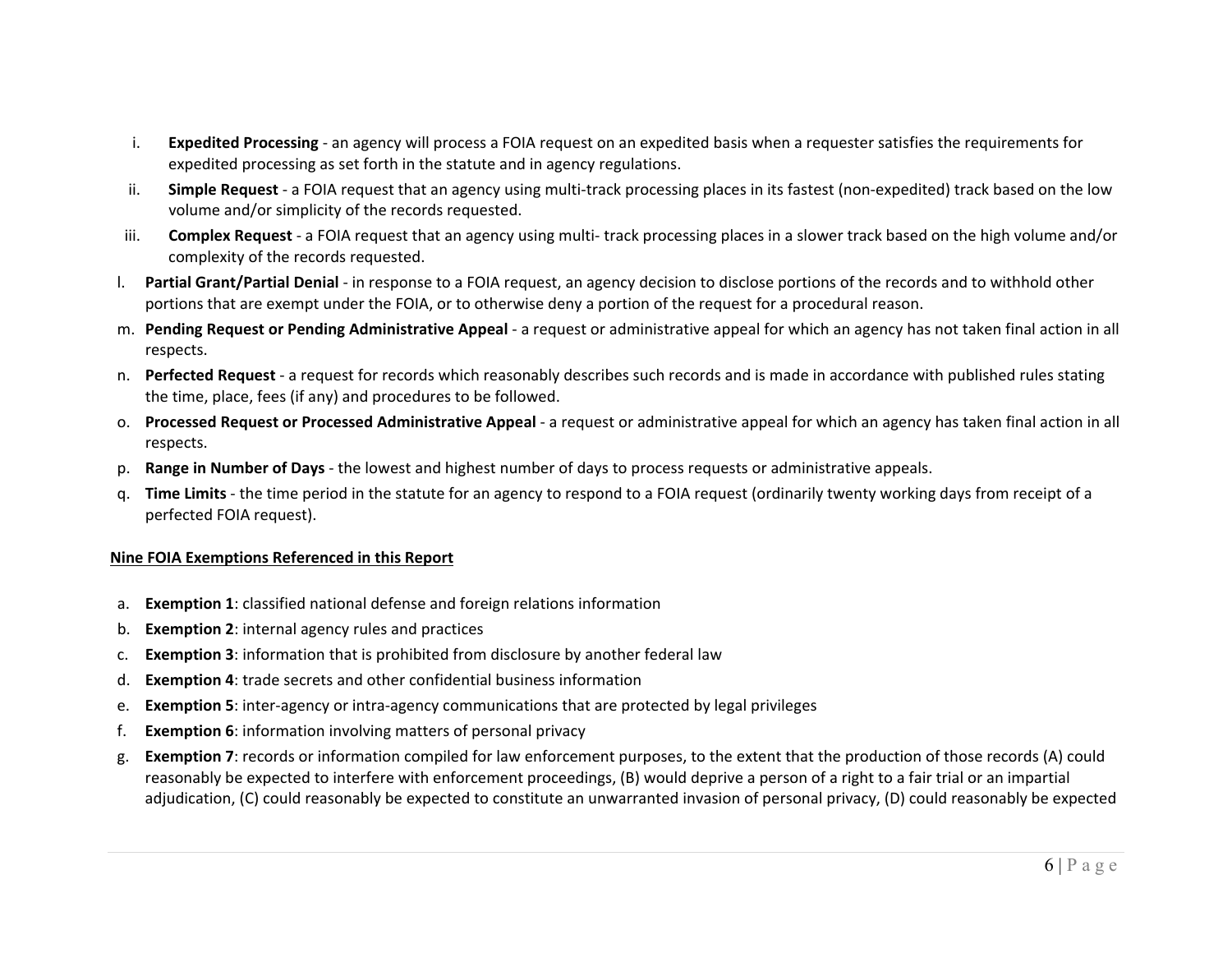i. **Expedited Processing** - an agency will process a FOIA request on an expedited basis when a requester satisfies the requirements for expedited processing as set forth in the statute and in agency regulations.

ii. **Simple Request** - a FOIA request that an agency using multi-track processing places in its fastest (non-expedited) track based on the low volume and/or simplicity of the records requested.

iii. **Complex Request** - a FOIA request that an agency using multi- track processing places in a slower track based on the high volume and/or complexity of the records requested.

l. **Partial Grant/Partial Denial** - in response to a FOIA request, an agency decision to disclose portions of the records and to withhold other portions that are exempt under the FOIA, or to otherwise deny a portion of the request for a procedural reason.

m. **Pending Request or Pending Administrative Appeal** - a request or administrative appeal for which an agency has not taken final action in all respects.

n. **Perfected Request** - a request for records which reasonably describes such records and is made in accordance with published rules stating the time, place, fees (if any) and procedures to be followed.

o. **Processed Request or Processed Administrative Appeal** - a request or administrative appeal for which an agency has taken final action in all respects.

p. **Range in Number of Days** - the lowest and highest number of days to process requests or administrative appeals.

q. **Time Limits** - the time period in the statute for an agency to respond to a FOIA request (ordinarily twenty working days from receipt of a perfected FOIA request).

**Nine FOIA Exemptions Referenced in this Report**

a. **Exemption 1**: classified national defense and foreign relations information

b. **Exemption 2**: internal agency rules and practices

c. **Exemption 3**: information that is prohibited from disclosure by another federal law

d. **Exemption 4**: trade secrets and other confidential business information

e. **Exemption 5**: inter-agency or intra-agency communications that are protected by legal privileges

f. **Exemption 6**: information involving matters of personal privacy

g. **Exemption 7**: records or information compiled for law enforcement purposes, to the extent that the production of those records (A) could reasonably be expected to interfere with enforcement proceedings, (B) would deprive a person of a right to a fair trial or an impartial adjudication, (C) could reasonably be expected to constitute an unwarranted invasion of personal privacy, (D) could reasonably be expected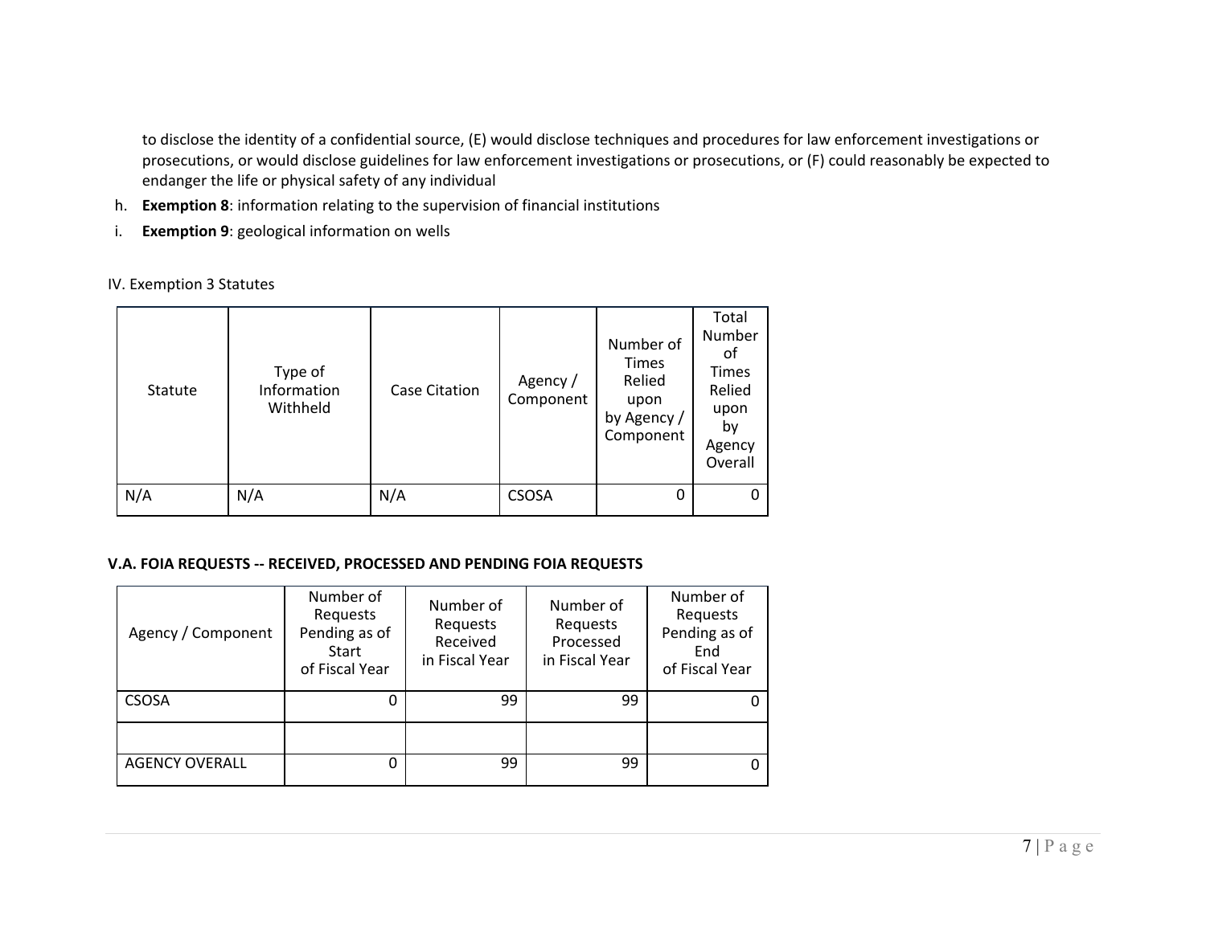to disclose the identity of a confidential source, (E) would disclose techniques and procedures for law enforcement investigations or prosecutions, or would disclose guidelines for law enforcement investigations or prosecutions, or (F) could reasonably be expected to endanger the life or physical safety of any individual

h. **Exemption 8**: information relating to the supervision of financial institutions
i. **Exemption 9**: geological information on wells

IV. Exemption 3 Statutes

| Statute | Type of Information Withheld | Case Citation | Agency / Component | Number of Times Relied upon by Agency / Component | Total Number of Times Relied upon by Agency Overall |
|---|---|---|---|---|---|
| N/A | N/A | N/A | CSOSA | 0 | 0 |

**V.A. FOIA REQUESTS -- RECEIVED, PROCESSED AND PENDING FOIA REQUESTS**

| Agency / Component | Number of Requests Pending as of Start of Fiscal Year | Number of Requests Received in Fiscal Year | Number of Requests Processed in Fiscal Year | Number of Requests Pending as of End of Fiscal Year |
|---|---|---|---|---|
| CSOSA | 0 | 99 | 99 | 0 |
| | | | | |
| AGENCY OVERALL | 0 | 99 | 99 | 0 |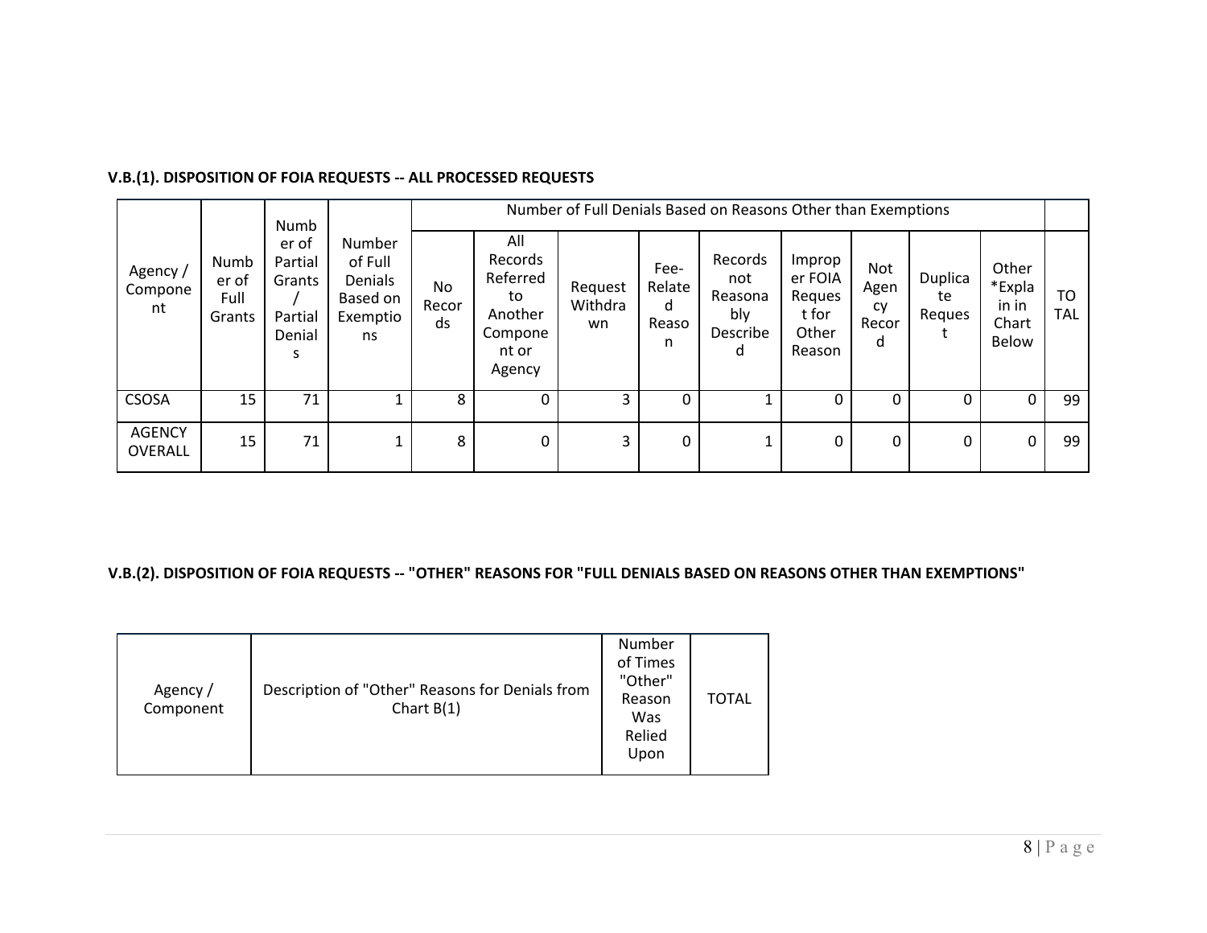**V.B.(1). DISPOSITION OF FOIA REQUESTS -- ALL PROCESSED REQUESTS**

| Agency / Component | Number of Full Grants | Number of Partial Grants / Partial Denials | Number of Full Denials Based on Exemptions | Number of Full Denials Based on Reasons Other than Exemptions | | | | | | | | | TOTAL |
|---|---|---|---|---|---|---|---|---|---|---|---|---|---|
| | | | | No Records | All Records Referred to Another Component or Agency | Request Withdrawn | Fee-Related Reason | Records not Reasonably Described | Improper FOIA Request for Other Reason | Not Agency Record | Duplicate Request | Other *Explain in Chart Below | |
| CSOSA | 15 | 71 | 1 | 8 | 0 | 3 | 0 | 1 | 0 | 0 | 0 | 0 | 99 |
| AGENCY OVERALL | 15 | 71 | 1 | 8 | 0 | 3 | 0 | 1 | 0 | 0 | 0 | 0 | 99 |

**V.B.(2). DISPOSITION OF FOIA REQUESTS -- "OTHER" REASONS FOR "FULL DENIALS BASED ON REASONS OTHER THAN EXEMPTIONS"**

| Agency / Component | Description of "Other" Reasons for Denials from Chart B(1) | Number of Times "Other" Reason Was Relied Upon | TOTAL |
|---|---|---|---|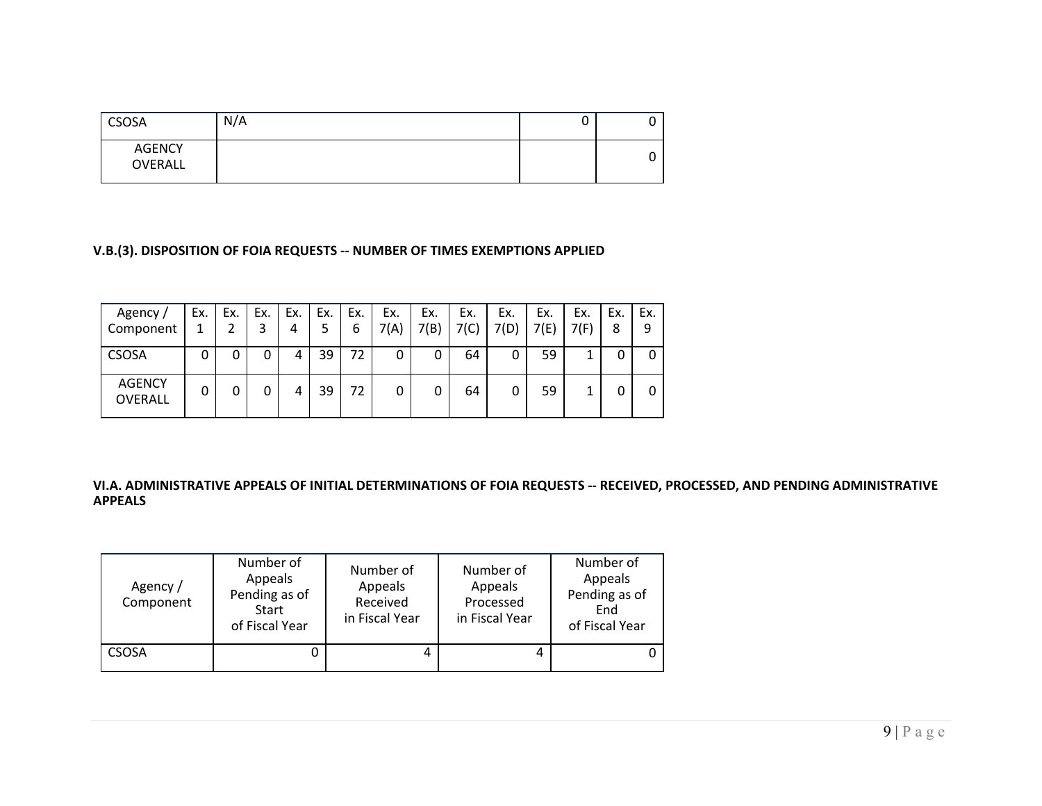| CSOSA | N/A | 0 | 0 |
|---|---|---|---|
| AGENCY OVERALL | | | 0 |

**V.B.(3). DISPOSITION OF FOIA REQUESTS -- NUMBER OF TIMES EXEMPTIONS APPLIED**

| Agency / Component | Ex. 1 | Ex. 2 | Ex. 3 | Ex. 4 | Ex. 5 | Ex. 6 | Ex. 7(A) | Ex. 7(B) | Ex. 7(C) | Ex. 7(D) | Ex. 7(E) | Ex. 7(F) | Ex. 8 | Ex. 9 |
|---|---|---|---|---|---|---|---|---|---|---|---|---|---|---|
| CSOSA | 0 | 0 | 0 | 4 | 39 | 72 | 0 | 0 | 64 | 0 | 59 | 1 | 0 | 0 |
| AGENCY OVERALL | 0 | 0 | 0 | 4 | 39 | 72 | 0 | 0 | 64 | 0 | 59 | 1 | 0 | 0 |

**VI.A. ADMINISTRATIVE APPEALS OF INITIAL DETERMINATIONS OF FOIA REQUESTS -- RECEIVED, PROCESSED, AND PENDING ADMINISTRATIVE APPEALS**

| Agency / Component | Number of Appeals Pending as of Start of Fiscal Year | Number of Appeals Received in Fiscal Year | Number of Appeals Processed in Fiscal Year | Number of Appeals Pending as of End of Fiscal Year |
|---|---|---|---|---|
| CSOSA | 0 | 4 | 4 | 0 |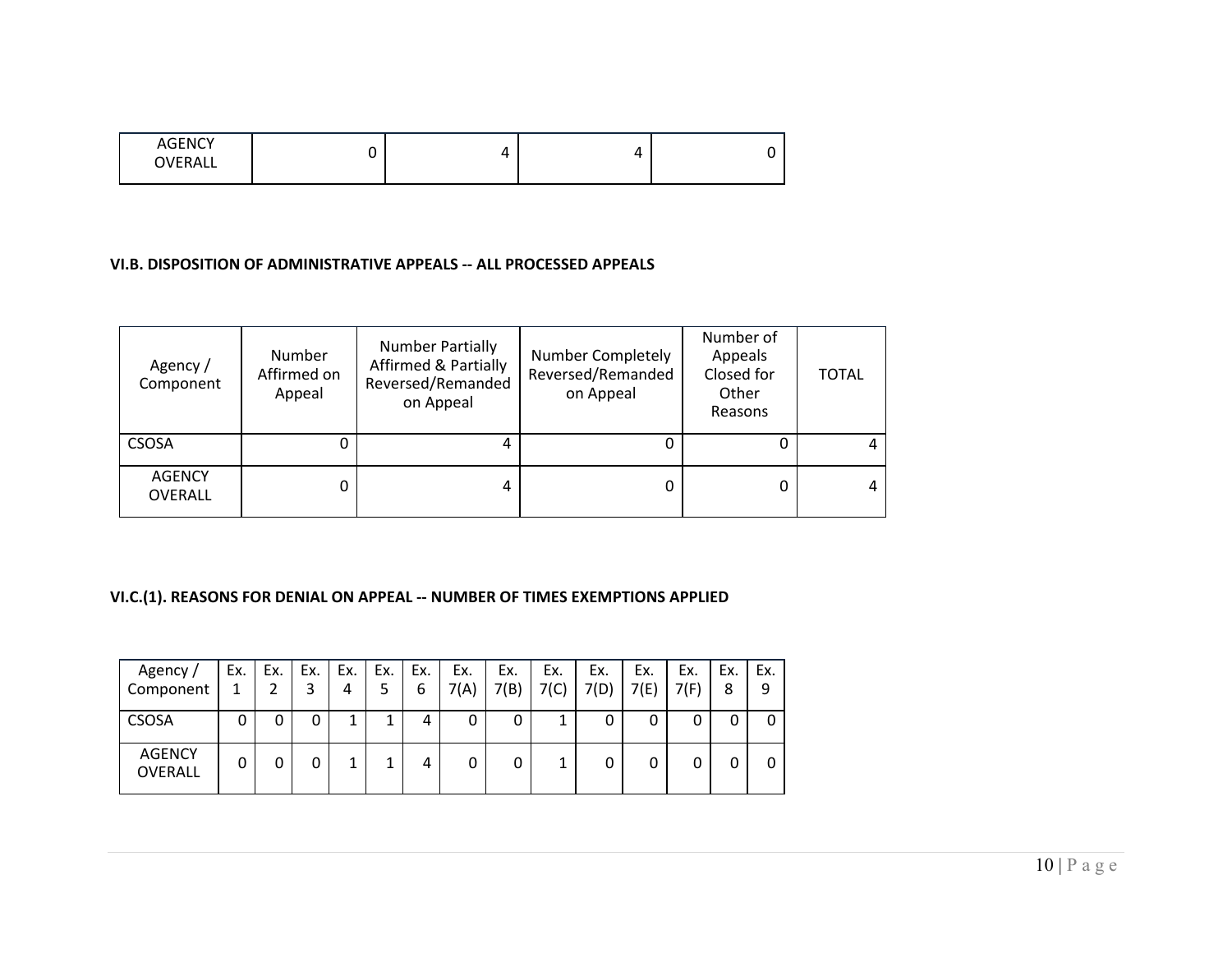| AGENCY OVERALL | 0 | 4 | 4 | 0 |
|---|---|---|---|---|

## VI.B. DISPOSITION OF ADMINISTRATIVE APPEALS -- ALL PROCESSED APPEALS

| Agency / Component | Number Affirmed on Appeal | Number Partially Affirmed & Partially Reversed/Remanded on Appeal | Number Completely Reversed/Remanded on Appeal | Number of Appeals Closed for Other Reasons | TOTAL |
|---|---|---|---|---|---|
| CSOSA | 0 | 4 | 0 | 0 | 4 |
| AGENCY OVERALL | 0 | 4 | 0 | 0 | 4 |

## VI.C.(1). REASONS FOR DENIAL ON APPEAL -- NUMBER OF TIMES EXEMPTIONS APPLIED

| Agency / Component | Ex. 1 | Ex. 2 | Ex. 3 | Ex. 4 | Ex. 5 | Ex. 6 | Ex. 7(A) | Ex. 7(B) | Ex. 7(C) | Ex. 7(D) | Ex. 7(E) | Ex. 7(F) | Ex. 8 | Ex. 9 |
|---|---|---|---|---|---|---|---|---|---|---|---|---|---|---|
| CSOSA | 0 | 0 | 0 | 1 | 1 | 4 | 0 | 0 | 1 | 0 | 0 | 0 | 0 | 0 |
| AGENCY OVERALL | 0 | 0 | 0 | 1 | 1 | 4 | 0 | 0 | 1 | 0 | 0 | 0 | 0 | 0 |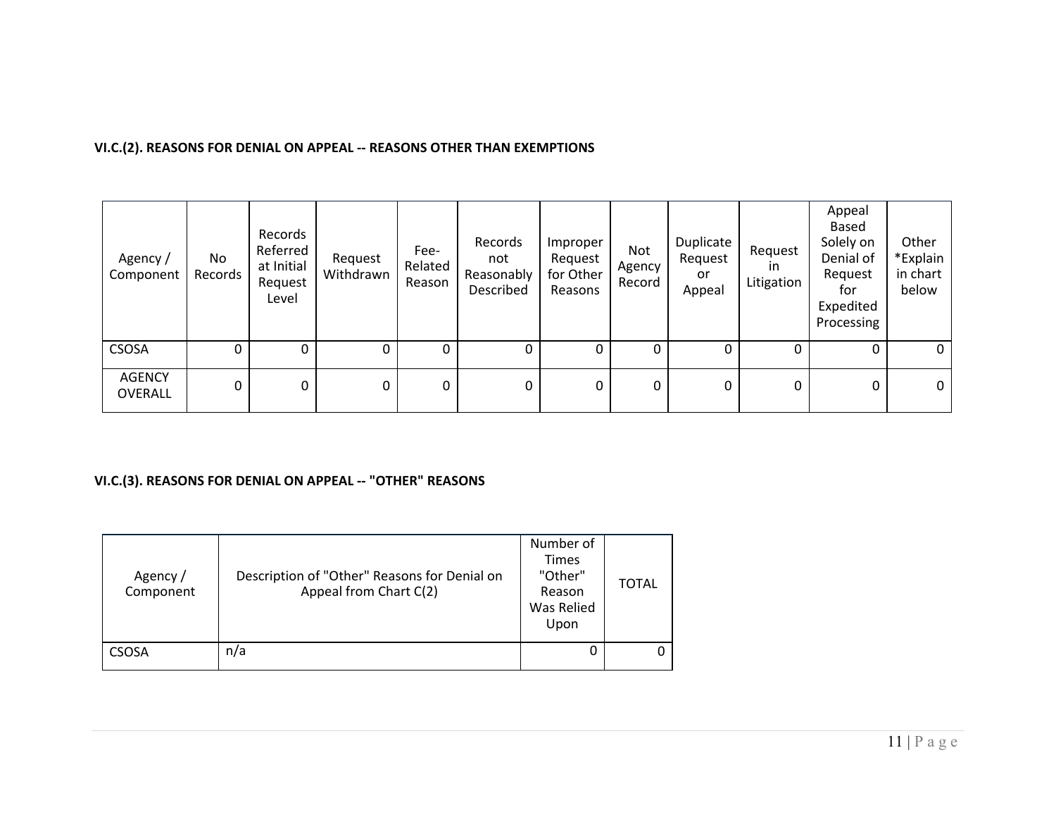**VI.C.(2). REASONS FOR DENIAL ON APPEAL -- REASONS OTHER THAN EXEMPTIONS**

| Agency / Component | No Records | Records Referred at Initial Request Level | Request Withdrawn | Fee-Related Reason | Records not Reasonably Described | Improper Request for Other Reasons | Not Agency Record | Duplicate Request or Appeal | Request in Litigation | Appeal Based Solely on Denial of Request for Expedited Processing | Other *Explain in chart below |
|---|---|---|---|---|---|---|---|---|---|---|---|
| CSOSA | 0 | 0 | 0 | 0 | 0 | 0 | 0 | 0 | 0 | 0 | 0 |
| AGENCY OVERALL | 0 | 0 | 0 | 0 | 0 | 0 | 0 | 0 | 0 | 0 | 0 |

**VI.C.(3). REASONS FOR DENIAL ON APPEAL -- "OTHER" REASONS**

| Agency / Component | Description of "Other" Reasons for Denial on Appeal from Chart C(2) | Number of Times "Other" Reason Was Relied Upon | TOTAL |
|---|---|---|---|
| CSOSA | n/a | 0 | 0 |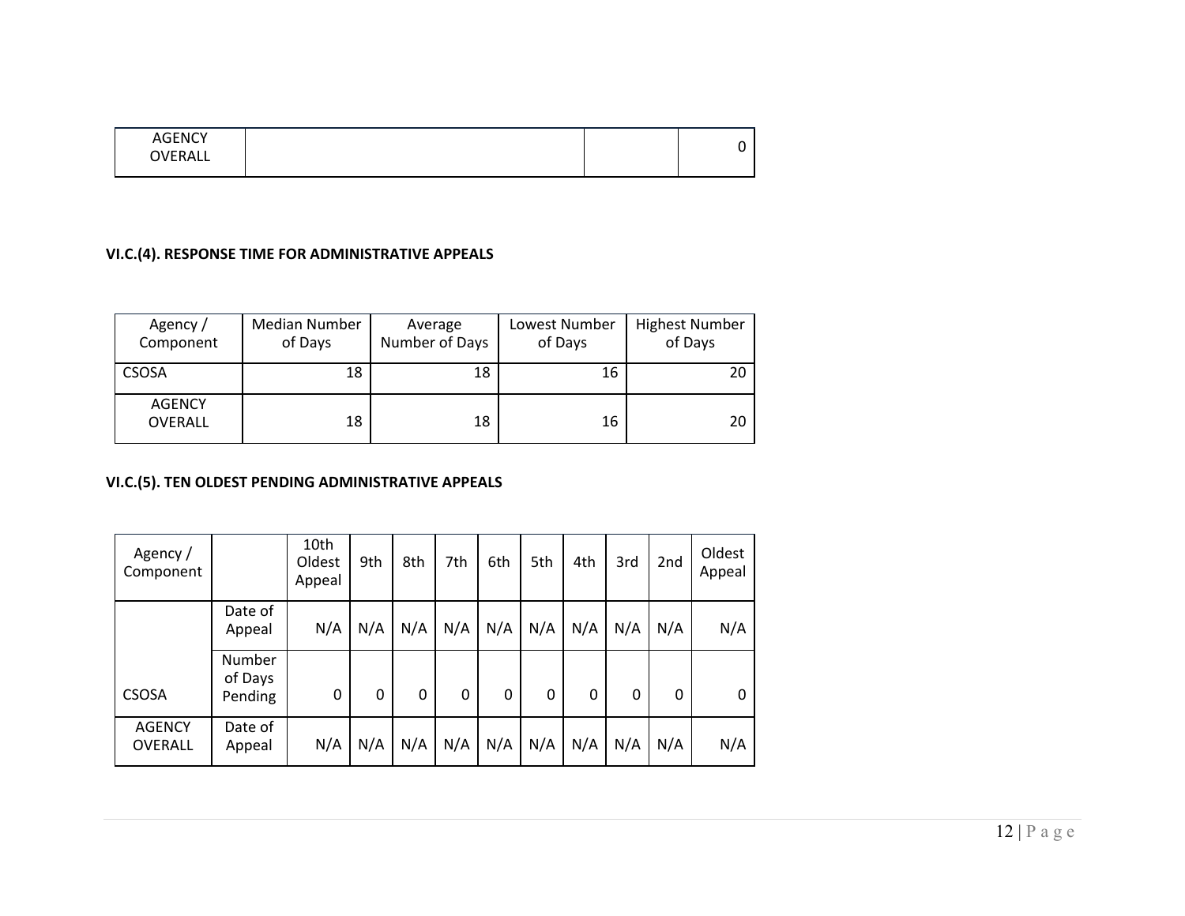| AGENCY OVERALL | | | 0 |
|---|---|---|---|

**VI.C.(4). RESPONSE TIME FOR ADMINISTRATIVE APPEALS**

| Agency / Component | Median Number of Days | Average Number of Days | Lowest Number of Days | Highest Number of Days |
|---|---|---|---|---|
| CSOSA | 18 | 18 | 16 | 20 |
| AGENCY OVERALL | 18 | 18 | 16 | 20 |

**VI.C.(5). TEN OLDEST PENDING ADMINISTRATIVE APPEALS**

| Agency / Component | | 10th Oldest Appeal | 9th | 8th | 7th | 6th | 5th | 4th | 3rd | 2nd | Oldest Appeal |
|---|---|---|---|---|---|---|---|---|---|---|---|
| CSOSA | Date of Appeal | N/A | N/A | N/A | N/A | N/A | N/A | N/A | N/A | N/A | N/A |
| | Number of Days Pending | 0 | 0 | 0 | 0 | 0 | 0 | 0 | 0 | 0 | 0 |
| AGENCY OVERALL | Date of Appeal | N/A | N/A | N/A | N/A | N/A | N/A | N/A | N/A | N/A | N/A |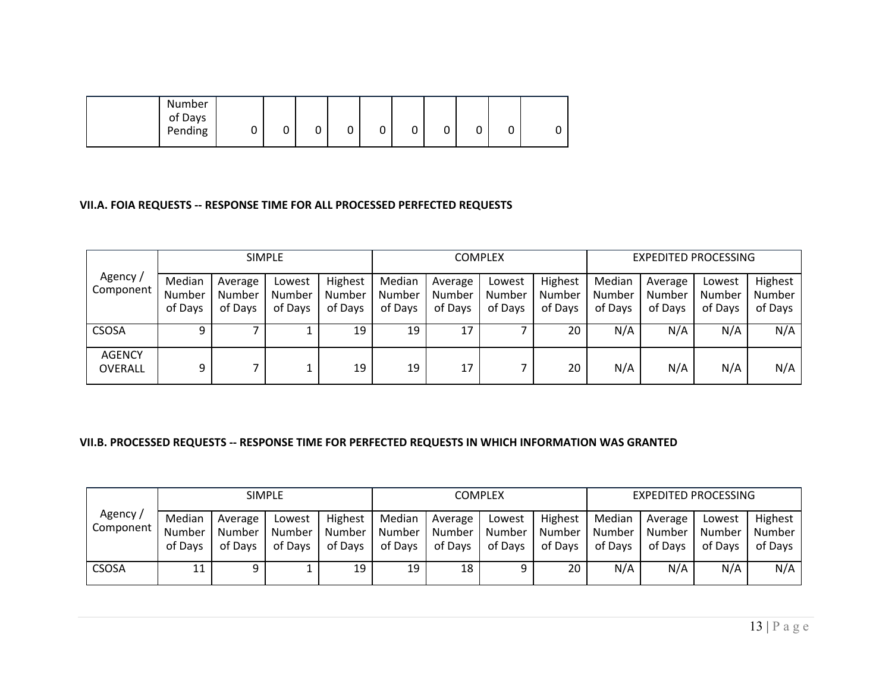| | Number of Days Pending | 0 | 0 | 0 | 0 | 0 | 0 | 0 | 0 | 0 | 0 |
|---|---|---|---|---|---|---|---|---|---|---|---|

**VII.A. FOIA REQUESTS -- RESPONSE TIME FOR ALL PROCESSED PERFECTED REQUESTS**

| Agency / Component | SIMPLE | | | | COMPLEX | | | | EXPEDITED PROCESSING | | | |
|---|---|---|---|---|---|---|---|---|---|---|---|---|
| | Median Number of Days | Average Number of Days | Lowest Number of Days | Highest Number of Days | Median Number of Days | Average Number of Days | Lowest Number of Days | Highest Number of Days | Median Number of Days | Average Number of Days | Lowest Number of Days | Highest Number of Days |
| CSOSA | 9 | 7 | 1 | 19 | 19 | 17 | 7 | 20 | N/A | N/A | N/A | N/A |
| AGENCY OVERALL | 9 | 7 | 1 | 19 | 19 | 17 | 7 | 20 | N/A | N/A | N/A | N/A |

**VII.B. PROCESSED REQUESTS -- RESPONSE TIME FOR PERFECTED REQUESTS IN WHICH INFORMATION WAS GRANTED**

| Agency / Component | SIMPLE | | | | COMPLEX | | | | EXPEDITED PROCESSING | | | |
|---|---|---|---|---|---|---|---|---|---|---|---|---|
| | Median Number of Days | Average Number of Days | Lowest Number of Days | Highest Number of Days | Median Number of Days | Average Number of Days | Lowest Number of Days | Highest Number of Days | Median Number of Days | Average Number of Days | Lowest Number of Days | Highest Number of Days |
| CSOSA | 11 | 9 | 1 | 19 | 19 | 18 | 9 | 20 | N/A | N/A | N/A | N/A |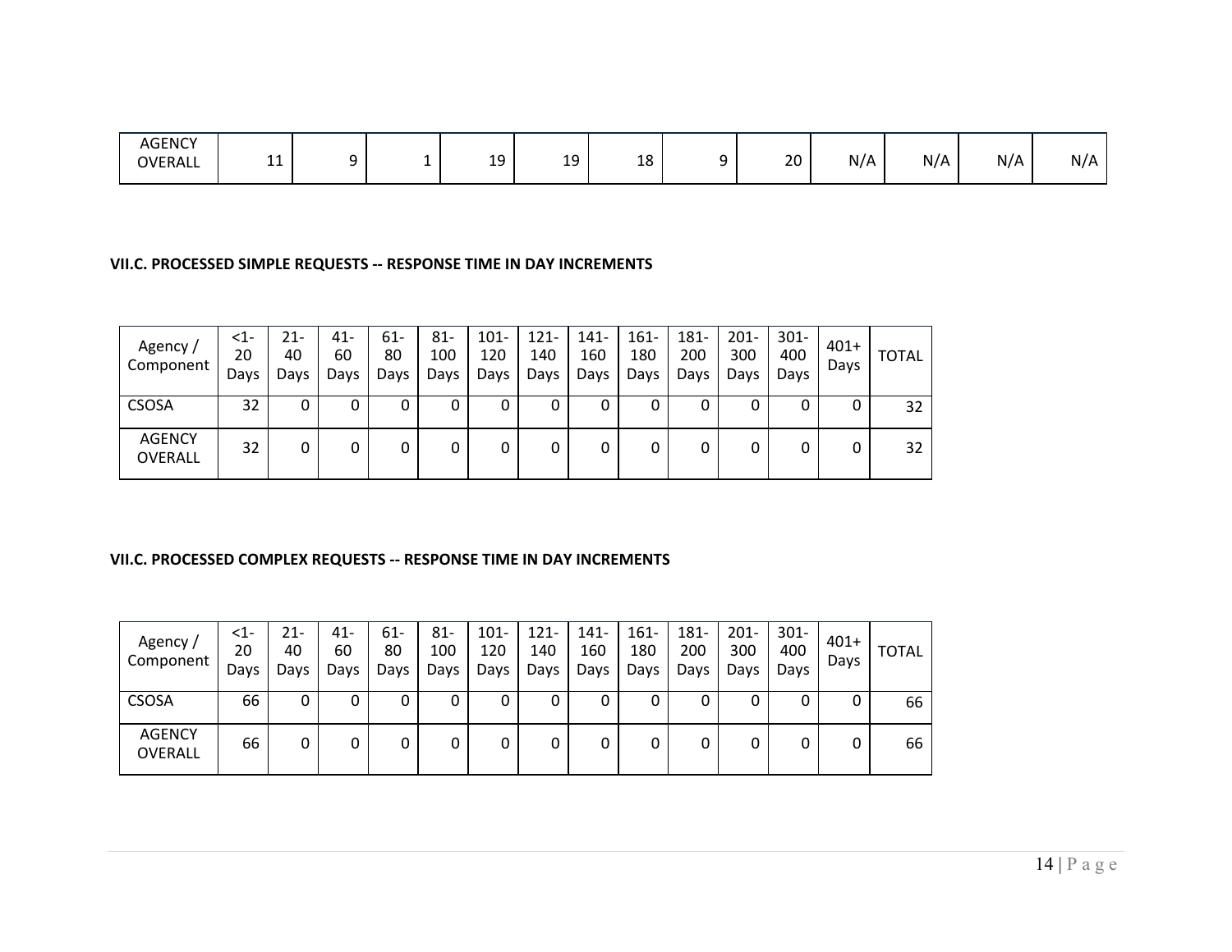| AGENCY OVERALL | 11 | 9 | 1 | 19 | 19 | 18 | 9 | 20 | N/A | N/A | N/A | N/A |
|---|---|---|---|---|---|---|---|---|---|---|---|---|

**VII.C. PROCESSED SIMPLE REQUESTS -- RESPONSE TIME IN DAY INCREMENTS**

| Agency / Component | <1-20 Days | 21-40 Days | 41-60 Days | 61-80 Days | 81-100 Days | 101-120 Days | 121-140 Days | 141-160 Days | 161-180 Days | 181-200 Days | 201-300 Days | 301-400 Days | 401+ Days | TOTAL |
|---|---|---|---|---|---|---|---|---|---|---|---|---|---|---|
| CSOSA | 32 | 0 | 0 | 0 | 0 | 0 | 0 | 0 | 0 | 0 | 0 | 0 | 0 | 32 |
| AGENCY OVERALL | 32 | 0 | 0 | 0 | 0 | 0 | 0 | 0 | 0 | 0 | 0 | 0 | 0 | 32 |

**VII.C. PROCESSED COMPLEX REQUESTS -- RESPONSE TIME IN DAY INCREMENTS**

| Agency / Component | <1-20 Days | 21-40 Days | 41-60 Days | 61-80 Days | 81-100 Days | 101-120 Days | 121-140 Days | 141-160 Days | 161-180 Days | 181-200 Days | 201-300 Days | 301-400 Days | 401+ Days | TOTAL |
|---|---|---|---|---|---|---|---|---|---|---|---|---|---|---|
| CSOSA | 66 | 0 | 0 | 0 | 0 | 0 | 0 | 0 | 0 | 0 | 0 | 0 | 0 | 66 |
| AGENCY OVERALL | 66 | 0 | 0 | 0 | 0 | 0 | 0 | 0 | 0 | 0 | 0 | 0 | 0 | 66 |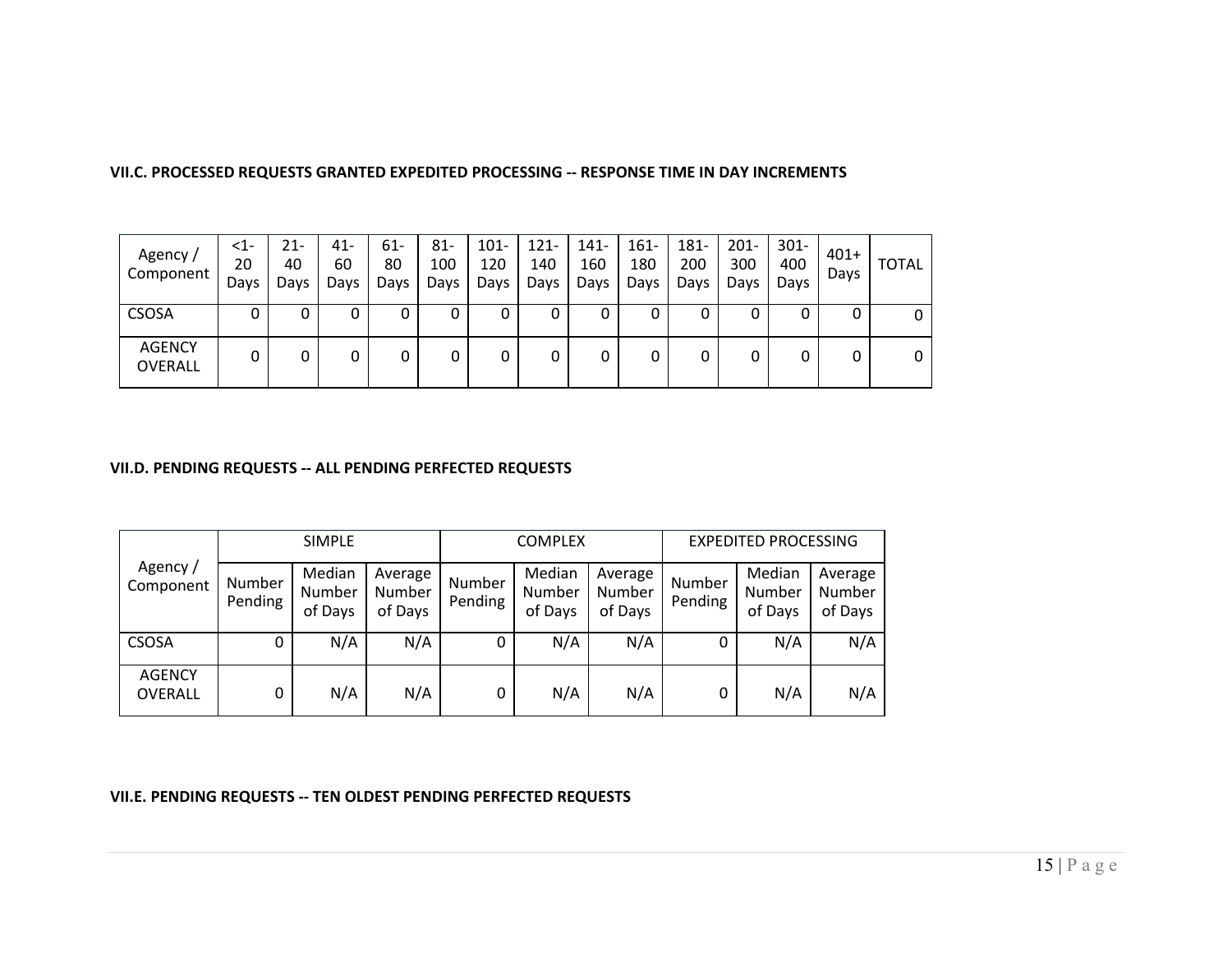### VII.C. PROCESSED REQUESTS GRANTED EXPEDITED PROCESSING -- RESPONSE TIME IN DAY INCREMENTS

| Agency / Component | <1-20 Days | 21-40 Days | 41-60 Days | 61-80 Days | 81-100 Days | 101-120 Days | 121-140 Days | 141-160 Days | 161-180 Days | 181-200 Days | 201-300 Days | 301-400 Days | 401+ Days | TOTAL |
|---|---|---|---|---|---|---|---|---|---|---|---|---|---|---|
| CSOSA | 0 | 0 | 0 | 0 | 0 | 0 | 0 | 0 | 0 | 0 | 0 | 0 | 0 | 0 |
| AGENCY OVERALL | 0 | 0 | 0 | 0 | 0 | 0 | 0 | 0 | 0 | 0 | 0 | 0 | 0 | 0 |

### VII.D. PENDING REQUESTS -- ALL PENDING PERFECTED REQUESTS

| Agency / Component | SIMPLE | | | COMPLEX | | | EXPEDITED PROCESSING | | |
|---|---|---|---|---|---|---|---|---|---|
| | Number Pending | Median Number of Days | Average Number of Days | Number Pending | Median Number of Days | Average Number of Days | Number Pending | Median Number of Days | Average Number of Days |
| CSOSA | 0 | N/A | N/A | 0 | N/A | N/A | 0 | N/A | N/A |
| AGENCY OVERALL | 0 | N/A | N/A | 0 | N/A | N/A | 0 | N/A | N/A |

### VII.E. PENDING REQUESTS -- TEN OLDEST PENDING PERFECTED REQUESTS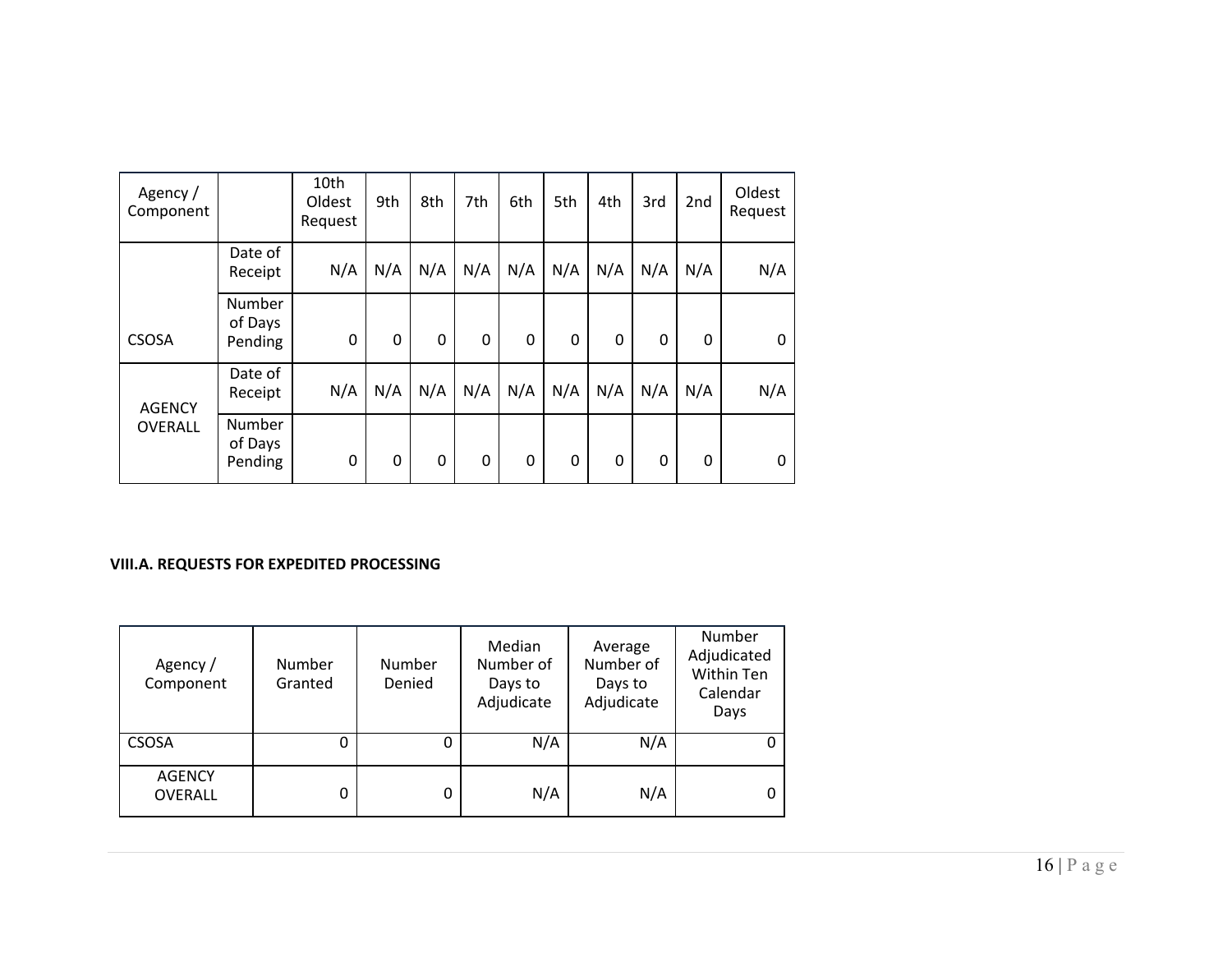| Agency / Component | | 10th Oldest Request | 9th | 8th | 7th | 6th | 5th | 4th | 3rd | 2nd | Oldest Request |
|---|---|---|---|---|---|---|---|---|---|---|---|
| CSOSA | Date of Receipt | N/A | N/A | N/A | N/A | N/A | N/A | N/A | N/A | N/A | N/A |
| | Number of Days Pending | 0 | 0 | 0 | 0 | 0 | 0 | 0 | 0 | 0 | 0 |
| AGENCY OVERALL | Date of Receipt | N/A | N/A | N/A | N/A | N/A | N/A | N/A | N/A | N/A | N/A |
| | Number of Days Pending | 0 | 0 | 0 | 0 | 0 | 0 | 0 | 0 | 0 | 0 |

**VIII.A. REQUESTS FOR EXPEDITED PROCESSING**

| Agency / Component | Number Granted | Number Denied | Median Number of Days to Adjudicate | Average Number of Days to Adjudicate | Number Adjudicated Within Ten Calendar Days |
|---|---|---|---|---|---|
| CSOSA | 0 | 0 | N/A | N/A | 0 |
| AGENCY OVERALL | 0 | 0 | N/A | N/A | 0 |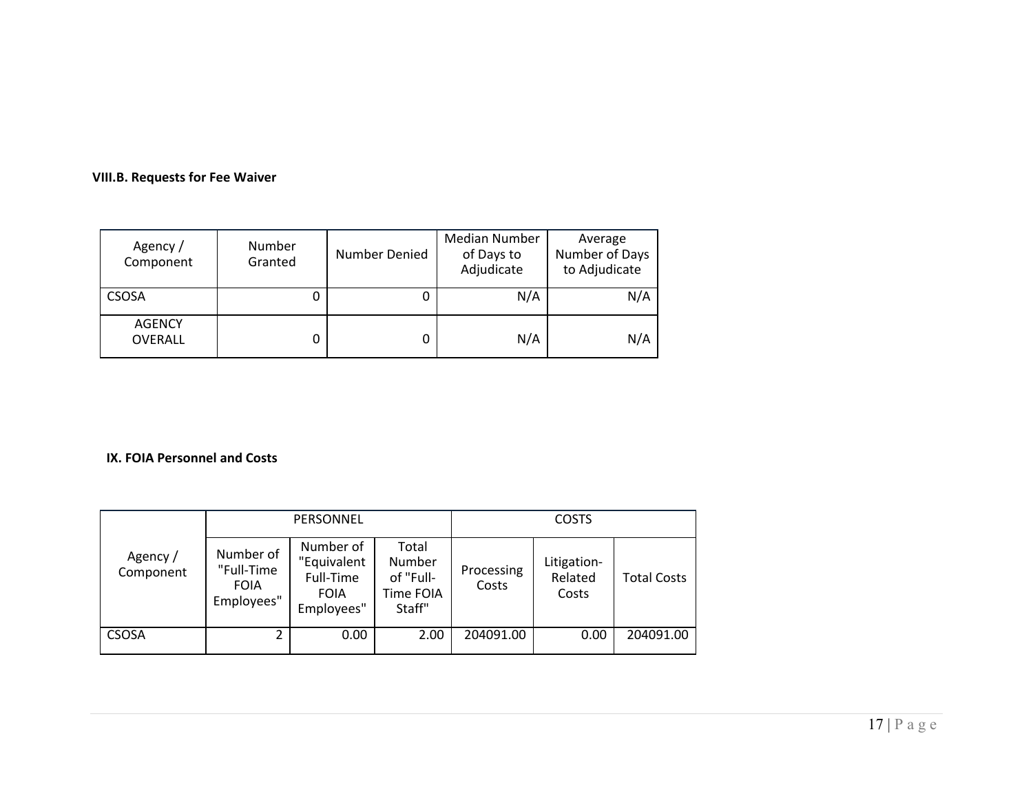**VIII.B. Requests for Fee Waiver**

| Agency / Component | Number Granted | Number Denied | Median Number of Days to Adjudicate | Average Number of Days to Adjudicate |
|---|---|---|---|---|
| CSOSA | 0 | 0 | N/A | N/A |
| AGENCY OVERALL | 0 | 0 | N/A | N/A |

**IX. FOIA Personnel and Costs**

| Agency / Component | PERSONNEL | | | COSTS | | |
|---|---|---|---|---|---|---|
| | Number of "Full-Time FOIA Employees" | Number of "Equivalent Full-Time FOIA Employees" | Total Number of "Full-Time FOIA Staff" | Processing Costs | Litigation-Related Costs | Total Costs |
| CSOSA | 2 | 0.00 | 2.00 | 204091.00 | 0.00 | 204091.00 |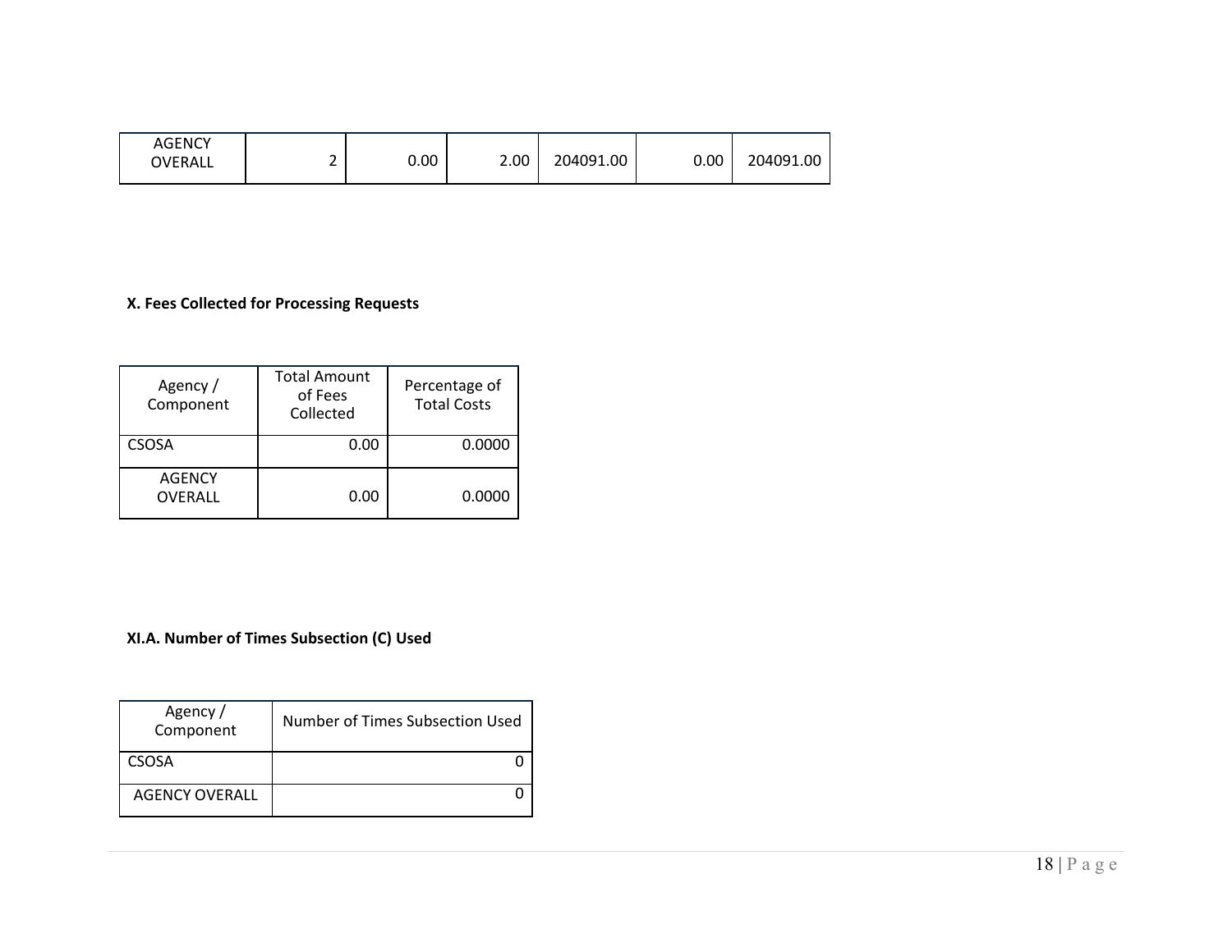| AGENCY OVERALL | 2 | 0.00 | 2.00 | 204091.00 | 0.00 | 204091.00 |
|---|---|---|---|---|---|---|

**X. Fees Collected for Processing Requests**

| Agency / Component | Total Amount of Fees Collected | Percentage of Total Costs |
|---|---|---|
| CSOSA | 0.00 | 0.0000 |
| AGENCY OVERALL | 0.00 | 0.0000 |

**XI.A. Number of Times Subsection (C) Used**

| Agency / Component | Number of Times Subsection Used |
|---|---|
| CSOSA | 0 |
| AGENCY OVERALL | 0 |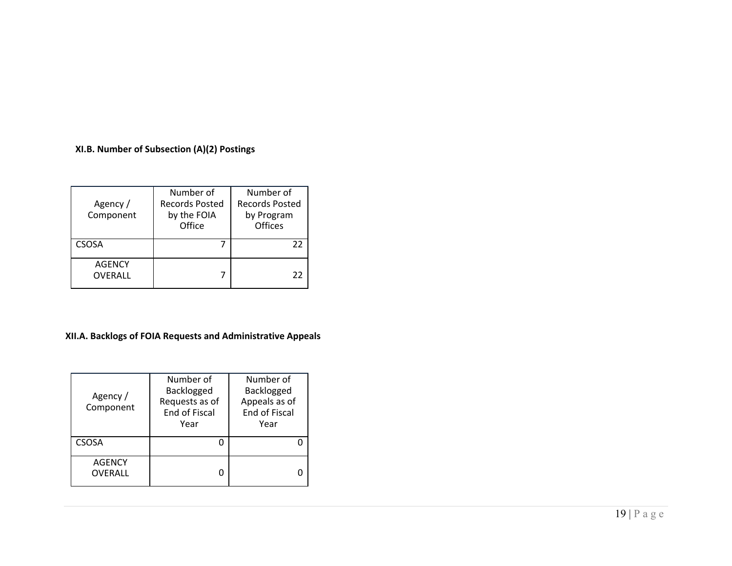### XI.B. Number of Subsection (A)(2) Postings

| Agency / Component | Number of Records Posted by the FOIA Office | Number of Records Posted by Program Offices |
|---|---|---|
| CSOSA | 7 | 22 |
| AGENCY OVERALL | 7 | 22 |

### XII.A. Backlogs of FOIA Requests and Administrative Appeals

| Agency / Component | Number of Backlogged Requests as of End of Fiscal Year | Number of Backlogged Appeals as of End of Fiscal Year |
|---|---|---|
| CSOSA | 0 | 0 |
| AGENCY OVERALL | 0 | 0 |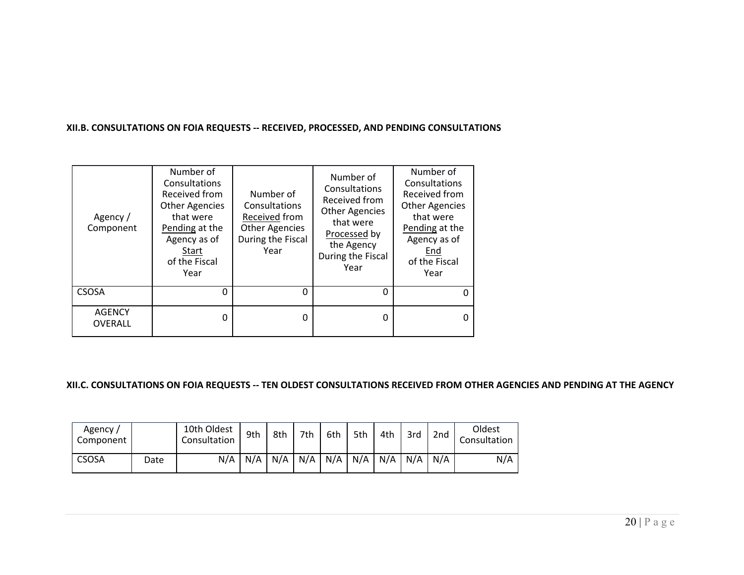**XII.B. CONSULTATIONS ON FOIA REQUESTS -- RECEIVED, PROCESSED, AND PENDING CONSULTATIONS**

| Agency / Component | Number of Consultations Received from Other Agencies that were Pending at the Agency as of Start of the Fiscal Year | Number of Consultations Received from Other Agencies During the Fiscal Year | Number of Consultations Received from Other Agencies that were Processed by the Agency During the Fiscal Year | Number of Consultations Received from Other Agencies that were Pending at the Agency as of End of the Fiscal Year |
|---|---|---|---|---|
| CSOSA | 0 | 0 | 0 | 0 |
| AGENCY OVERALL | 0 | 0 | 0 | 0 |

**XII.C. CONSULTATIONS ON FOIA REQUESTS -- TEN OLDEST CONSULTATIONS RECEIVED FROM OTHER AGENCIES AND PENDING AT THE AGENCY**

| Agency / Component | | 10th Oldest Consultation | 9th | 8th | 7th | 6th | 5th | 4th | 3rd | 2nd | Oldest Consultation |
|---|---|---|---|---|---|---|---|---|---|---|---|
| CSOSA | Date | N/A | N/A | N/A | N/A | N/A | N/A | N/A | N/A | N/A | N/A |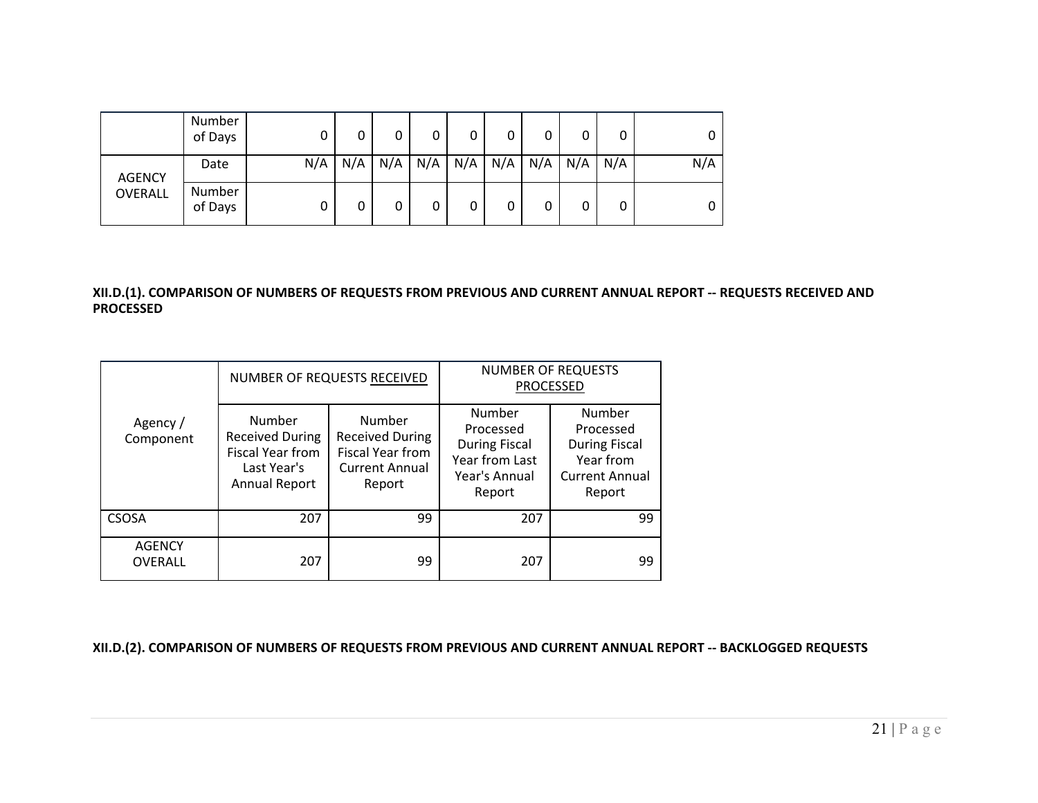| | Number of Days | 0 | 0 | 0 | 0 | 0 | 0 | 0 | 0 | 0 | 0 |
|---|---|---|---|---|---|---|---|---|---|---|---|
| AGENCY OVERALL | Date | N/A | N/A | N/A | N/A | N/A | N/A | N/A | N/A | N/A | N/A |
| | Number of Days | 0 | 0 | 0 | 0 | 0 | 0 | 0 | 0 | 0 | 0 |

**XII.D.(1). COMPARISON OF NUMBERS OF REQUESTS FROM PREVIOUS AND CURRENT ANNUAL REPORT -- REQUESTS RECEIVED AND PROCESSED**

| Agency / Component | NUMBER OF REQUESTS RECEIVED | | NUMBER OF REQUESTS PROCESSED | |
|---|---|---|---|---|
| | Number Received During Fiscal Year from Last Year's Annual Report | Number Received During Fiscal Year from Current Annual Report | Number Processed During Fiscal Year from Last Year's Annual Report | Number Processed During Fiscal Year from Current Annual Report |
| CSOSA | 207 | 99 | 207 | 99 |
| AGENCY OVERALL | 207 | 99 | 207 | 99 |

**XII.D.(2). COMPARISON OF NUMBERS OF REQUESTS FROM PREVIOUS AND CURRENT ANNUAL REPORT -- BACKLOGGED REQUESTS**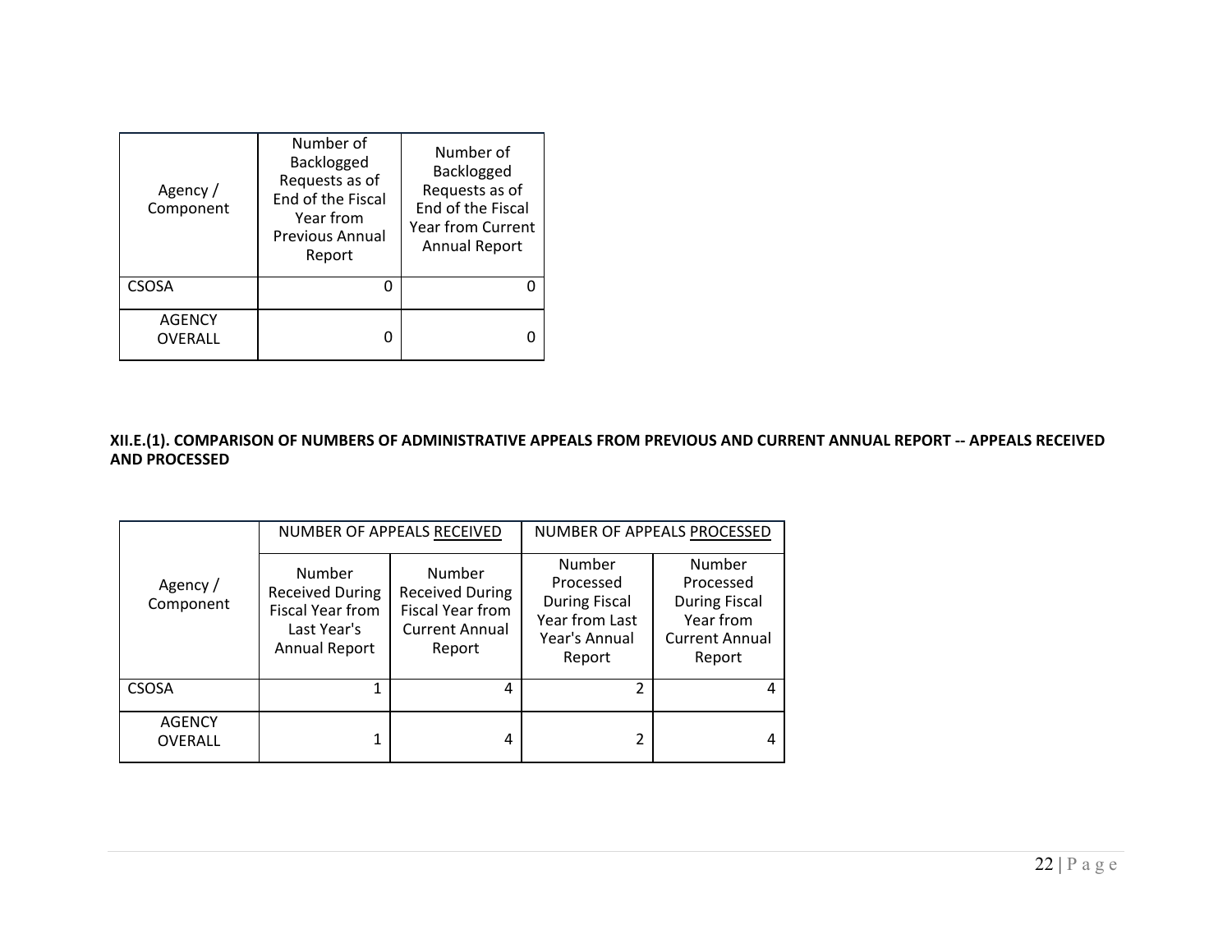| Agency / Component | Number of Backlogged Requests as of End of the Fiscal Year from Previous Annual Report | Number of Backlogged Requests as of End of the Fiscal Year from Current Annual Report |
|---|---|---|
| CSOSA | 0 | 0 |
| AGENCY OVERALL | 0 | 0 |

**XII.E.(1). COMPARISON OF NUMBERS OF ADMINISTRATIVE APPEALS FROM PREVIOUS AND CURRENT ANNUAL REPORT -- APPEALS RECEIVED AND PROCESSED**

| Agency / Component | NUMBER OF APPEALS RECEIVED | | NUMBER OF APPEALS PROCESSED | |
|---|---|---|---|---|
| | Number Received During Fiscal Year from Last Year's Annual Report | Number Received During Fiscal Year from Current Annual Report | Number Processed During Fiscal Year from Last Year's Annual Report | Number Processed During Fiscal Year from Current Annual Report |
| CSOSA | 1 | 4 | 2 | 4 |
| AGENCY OVERALL | 1 | 4 | 2 | 4 |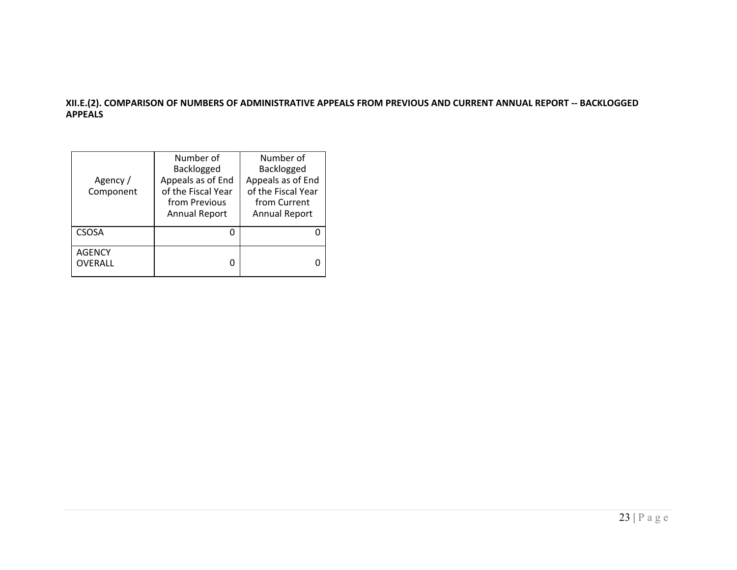**XII.E.(2). COMPARISON OF NUMBERS OF ADMINISTRATIVE APPEALS FROM PREVIOUS AND CURRENT ANNUAL REPORT -- BACKLOGGED APPEALS**

| Agency / Component | Number of Backlogged Appeals as of End of the Fiscal Year from Previous Annual Report | Number of Backlogged Appeals as of End of the Fiscal Year from Current Annual Report |
|---|---|---|
| CSOSA | 0 | 0 |
| AGENCY OVERALL | 0 | 0 |